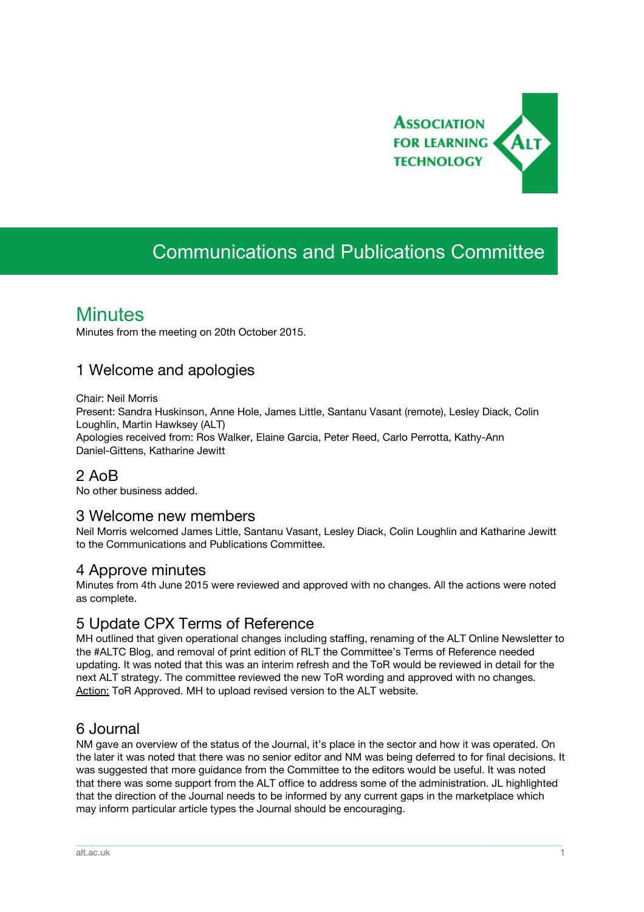# Communications and Publications Committee

## Minutes

Minutes from the meeting on 20th October 2015.

## 1 Welcome and apologies

Chair: Neil Morris
Present: Sandra Huskinson, Anne Hole, James Little, Santanu Vasant (remote), Lesley Diack, Colin Loughlin, Martin Hawksey (ALT)
Apologies received from: Ros Walker, Elaine Garcia, Peter Reed, Carlo Perrotta, Kathy-Ann Daniel-Gittens, Katharine Jewitt

## 2 AoB

No other business added.

## 3 Welcome new members

Neil Morris welcomed James Little, Santanu Vasant, Lesley Diack, Colin Loughlin and Katharine Jewitt to the Communications and Publications Committee.

## 4 Approve minutes

Minutes from 4th June 2015 were reviewed and approved with no changes. All the actions were noted as complete.

## 5 Update CPX Terms of Reference

MH outlined that given operational changes including staffing, renaming of the ALT Online Newsletter to the #ALTC Blog, and removal of print edition of RLT the Committee's Terms of Reference needed updating. It was noted that this was an interim refresh and the ToR would be reviewed in detail for the next ALT strategy. The committee reviewed the new ToR wording and approved with no changes.
Action: ToR Approved. MH to upload revised version to the ALT website.

## 6 Journal

NM gave an overview of the status of the Journal, it's place in the sector and how it was operated. On the later it was noted that there was no senior editor and NM was being deferred to for final decisions. It was suggested that more guidance from the Committee to the editors would be useful. It was noted that there was some support from the ALT office to address some of the administration. JL highlighted that the direction of the Journal needs to be informed by any current gaps in the marketplace which may inform particular article types the Journal should be encouraging.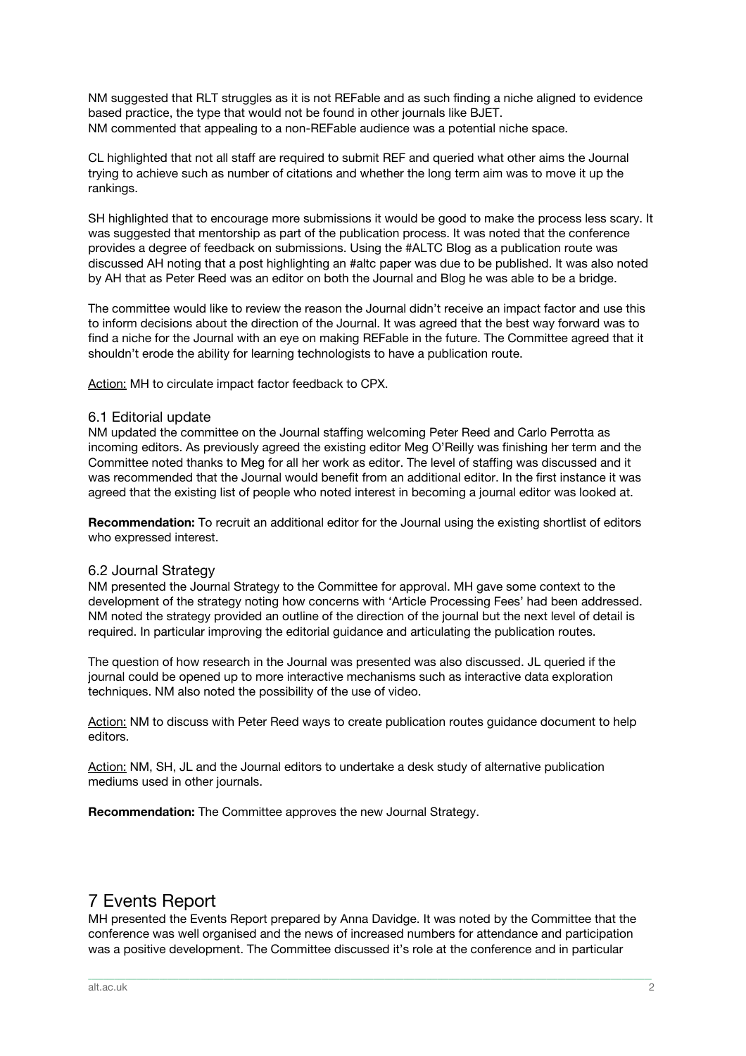NM suggested that RLT struggles as it is not REFable and as such finding a niche aligned to evidence based practice, the type that would not be found in other journals like BJET.
NM commented that appealing to a non-REFable audience was a potential niche space.

CL highlighted that not all staff are required to submit REF and queried what other aims the Journal trying to achieve such as number of citations and whether the long term aim was to move it up the rankings.

SH highlighted that to encourage more submissions it would be good to make the process less scary. It was suggested that mentorship as part of the publication process. It was noted that the conference provides a degree of feedback on submissions. Using the #ALTC Blog as a publication route was discussed AH noting that a post highlighting an #altc paper was due to be published. It was also noted by AH that as Peter Reed was an editor on both the Journal and Blog he was able to be a bridge.

The committee would like to review the reason the Journal didn't receive an impact factor and use this to inform decisions about the direction of the Journal. It was agreed that the best way forward was to find a niche for the Journal with an eye on making REFable in the future. The Committee agreed that it shouldn't erode the ability for learning technologists to have a publication route.

Action: MH to circulate impact factor feedback to CPX.

## 6.1 Editorial update

NM updated the committee on the Journal staffing welcoming Peter Reed and Carlo Perrotta as incoming editors. As previously agreed the existing editor Meg O'Reilly was finishing her term and the Committee noted thanks to Meg for all her work as editor. The level of staffing was discussed and it was recommended that the Journal would benefit from an additional editor. In the first instance it was agreed that the existing list of people who noted interest in becoming a journal editor was looked at.

**Recommendation:** To recruit an additional editor for the Journal using the existing shortlist of editors who expressed interest.

## 6.2 Journal Strategy

NM presented the Journal Strategy to the Committee for approval. MH gave some context to the development of the strategy noting how concerns with 'Article Processing Fees' had been addressed. NM noted the strategy provided an outline of the direction of the journal but the next level of detail is required. In particular improving the editorial guidance and articulating the publication routes.

The question of how research in the Journal was presented was also discussed. JL queried if the journal could be opened up to more interactive mechanisms such as interactive data exploration techniques. NM also noted the possibility of the use of video.

Action: NM to discuss with Peter Reed ways to create publication routes guidance document to help editors.

Action: NM, SH, JL and the Journal editors to undertake a desk study of alternative publication mediums used in other journals.

**Recommendation:** The Committee approves the new Journal Strategy.

# 7 Events Report

MH presented the Events Report prepared by Anna Davidge. It was noted by the Committee that the conference was well organised and the news of increased numbers for attendance and participation was a positive development. The Committee discussed it's role at the conference and in particular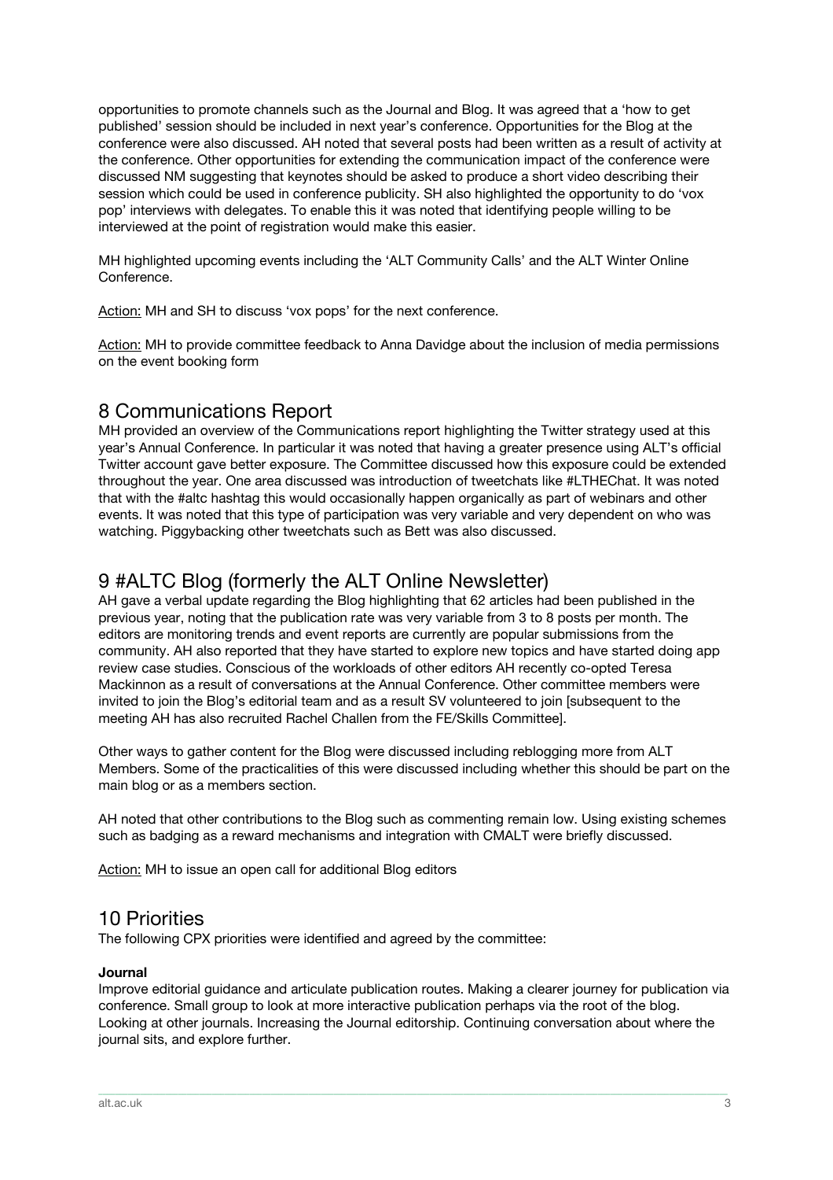opportunities to promote channels such as the Journal and Blog. It was agreed that a 'how to get published' session should be included in next year's conference. Opportunities for the Blog at the conference were also discussed. AH noted that several posts had been written as a result of activity at the conference. Other opportunities for extending the communication impact of the conference were discussed NM suggesting that keynotes should be asked to produce a short video describing their session which could be used in conference publicity. SH also highlighted the opportunity to do 'vox pop' interviews with delegates. To enable this it was noted that identifying people willing to be interviewed at the point of registration would make this easier.

MH highlighted upcoming events including the 'ALT Community Calls' and the ALT Winter Online Conference.

Action: MH and SH to discuss 'vox pops' for the next conference.

Action: MH to provide committee feedback to Anna Davidge about the inclusion of media permissions on the event booking form

## 8 Communications Report

MH provided an overview of the Communications report highlighting the Twitter strategy used at this year's Annual Conference. In particular it was noted that having a greater presence using ALT's official Twitter account gave better exposure. The Committee discussed how this exposure could be extended throughout the year. One area discussed was introduction of tweetchats like #LTHEChat. It was noted that with the #altc hashtag this would occasionally happen organically as part of webinars and other events. It was noted that this type of participation was very variable and very dependent on who was watching. Piggybacking other tweetchats such as Bett was also discussed.

## 9 #ALTC Blog (formerly the ALT Online Newsletter)

AH gave a verbal update regarding the Blog highlighting that 62 articles had been published in the previous year, noting that the publication rate was very variable from 3 to 8 posts per month. The editors are monitoring trends and event reports are currently are popular submissions from the community. AH also reported that they have started to explore new topics and have started doing app review case studies. Conscious of the workloads of other editors AH recently co-opted Teresa Mackinnon as a result of conversations at the Annual Conference. Other committee members were invited to join the Blog's editorial team and as a result SV volunteered to join [subsequent to the meeting AH has also recruited Rachel Challen from the FE/Skills Committee].

Other ways to gather content for the Blog were discussed including reblogging more from ALT Members. Some of the practicalities of this were discussed including whether this should be part on the main blog or as a members section.

AH noted that other contributions to the Blog such as commenting remain low. Using existing schemes such as badging as a reward mechanisms and integration with CMALT were briefly discussed.

Action: MH to issue an open call for additional Blog editors

## 10 Priorities

The following CPX priorities were identified and agreed by the committee:

**Journal**

Improve editorial guidance and articulate publication routes. Making a clearer journey for publication via conference. Small group to look at more interactive publication perhaps via the root of the blog. Looking at other journals. Increasing the Journal editorship. Continuing conversation about where the journal sits, and explore further.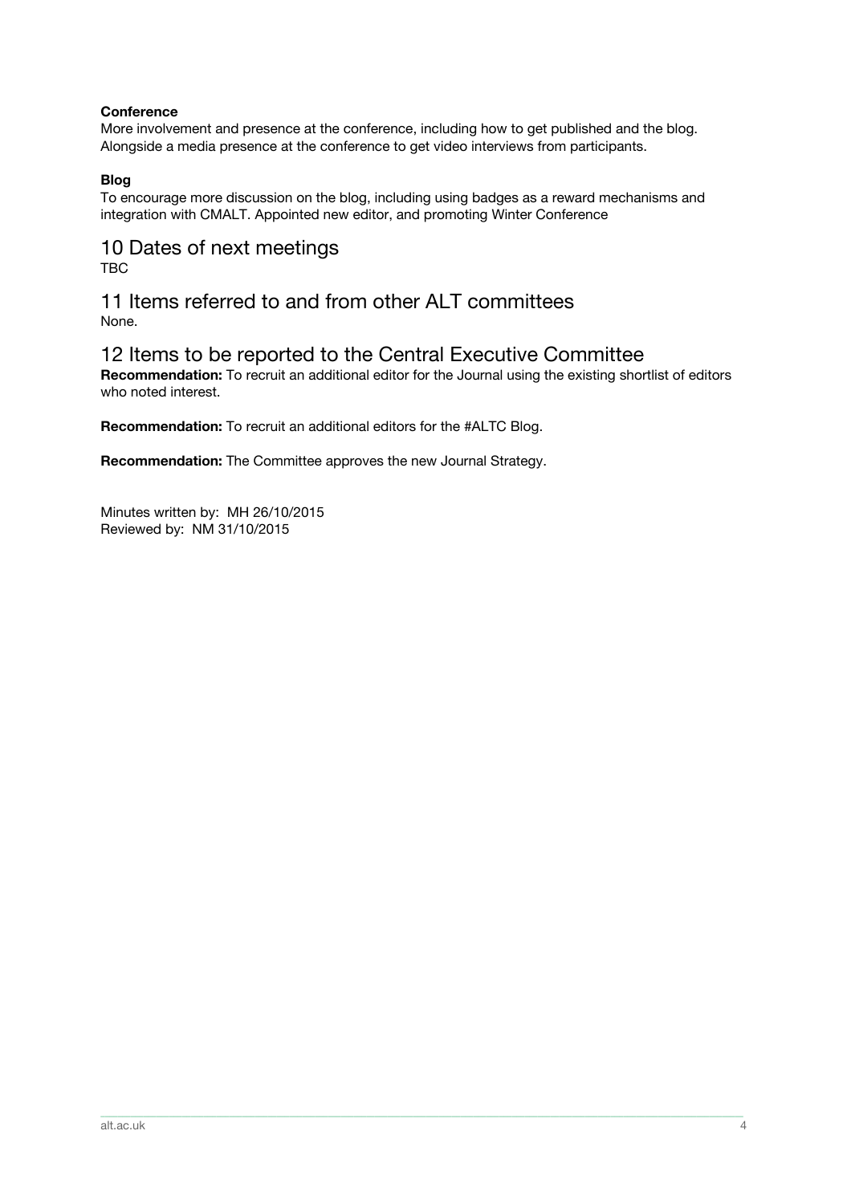**Conference**

More involvement and presence at the conference, including how to get published and the blog. Alongside a media presence at the conference to get video interviews from participants.

**Blog**

To encourage more discussion on the blog, including using badges as a reward mechanisms and integration with CMALT. Appointed new editor, and promoting Winter Conference

# 10 Dates of next meetings

TBC

# 11 Items referred to and from other ALT committees

None.

# 12 Items to be reported to the Central Executive Committee

**Recommendation:** To recruit an additional editor for the Journal using the existing shortlist of editors who noted interest.

**Recommendation:** To recruit an additional editors for the #ALTC Blog.

**Recommendation:** The Committee approves the new Journal Strategy.

Minutes written by: MH 26/10/2015
Reviewed by: NM 31/10/2015